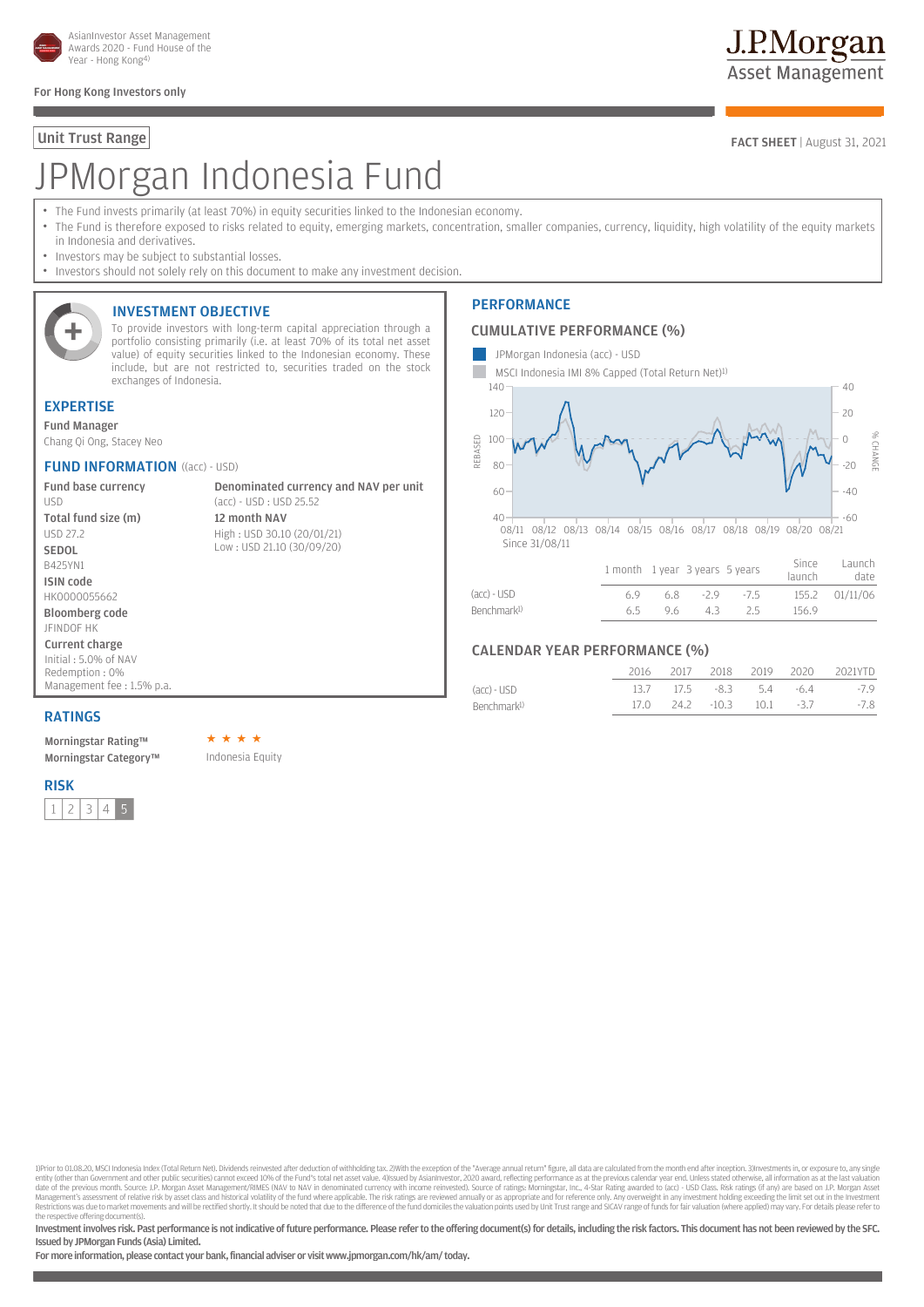AsianInvestor Asset Management Awards 2020 - Fund House of the Year - Hong Kong[4]

For Hong Kong Investors only

J.P.Morgan Asset Management

Unit Trust Range

**FACT SHEET** | August 31, 2021

# JPMorgan Indonesia Fund

- The Fund invests primarily (at least 70%) in equity securities linked to the Indonesian economy.
- The Fund is therefore exposed to risks related to equity, emerging markets, concentration, smaller companies, currency, liquidity, high volatility of the equity markets in Indonesia and derivatives.
- Investors may be subject to substantial losses.
- Investors should not solely rely on this document to make any investment decision.

## INVESTMENT OBJECTIVE

To provide investors with long-term capital appreciation through a portfolio consisting primarily (i.e. at least 70% of its total net asset value) of equity securities linked to the Indonesian economy. These include, but are not restricted to, securities traded on the stock exchanges of Indonesia.

## EXPERTISE

**Fund Manager**
Chang Qi Ong, Stacey Neo

## FUND INFORMATION ((acc) - USD)

**Fund base currency**
USD

**Total fund size (m)**
USD 27.2

**SEDOL**
B425YN1

**ISIN code**
HK0000055662

**Bloomberg code**
JFINDOF HK

**Current charge**
Initial : 5.0% of NAV
Redemption : 0%
Management fee : 1.5% p.a.

**Denominated currency and NAV per unit**
(acc) - USD : USD 25.52

**12 month NAV**
High : USD 30.10 (20/01/21)
Low : USD 21.10 (30/09/20)

## RATINGS

**Morningstar Rating™** ★★★★
**Morningstar Category™** Indonesia Equity

## RISK

1 | 2 | 3 | 4 | **5**

## PERFORMANCE

### CUMULATIVE PERFORMANCE (%)

JPMorgan Indonesia (acc) - USD
MSCI Indonesia IMI 8% Capped (Total Return Net)[1]

Since 31/08/11

| | 1 month | 1 year | 3 years | 5 years | Since launch | Launch date |
|---|---|---|---|---|---|---|
| (acc) - USD | 6.9 | 6.8 | -2.9 | -7.5 | 155.2 | 01/11/06 |
| Benchmark[1] | 6.5 | 9.6 | 4.3 | 2.5 | 156.9 | |

### CALENDAR YEAR PERFORMANCE (%)

| | 2016 | 2017 | 2018 | 2019 | 2020 | 2021YTD |
|---|---|---|---|---|---|---|
| (acc) - USD | 13.7 | 17.5 | -8.3 | 5.4 | -6.4 | -7.9 |
| Benchmark[1] | 17.0 | 24.2 | -10.3 | 10.1 | -3.7 | -7.8 |

1)Prior to 01.08.20, MSCI Indonesia Index (Total Return Net). Dividends reinvested after deduction of withholding tax. 2)With the exception of the "Average annual return" figure, all data are calculated from the month end after inception. 3)Investments in, or exposure to, any single entity (other than Government and other public securities) cannot exceed 10% of the Fund's total net asset value. 4)Issued by AsianInvestor, 2020 award, reflecting performance as at the previous calendar year end. Unless stated otherwise, all information as at the last valuation date of the previous month. Source: J.P. Morgan Asset Management/RIMES (NAV to NAV in denominated currency with income reinvested). Source of ratings: Morningstar, Inc., 4-Star Rating awarded to (acc) - USD Class. Risk ratings (if any) are based on J.P. Morgan Asset Management's assessment of relative risk by asset class and historical volatility of the fund where applicable. The risk ratings are reviewed annually or as appropriate and for reference only. Any overweight in any investment holding exceeding the limit set out in the Investment Restrictions was due to market movements and will be rectified shortly. It should be noted that due to the difference of the fund domiciles the valuation points used by Unit Trust range and SICAV range of funds for fair valuation (where applied) may vary. For details please refer to the respective offering document(s).

**Investment involves risk. Past performance is not indicative of future performance. Please refer to the offering document(s) for details, including the risk factors. This document has not been reviewed by the SFC. Issued by JPMorgan Funds (Asia) Limited.**

**For more information, please contact your bank, financial adviser or visit www.jpmorgan.com/hk/am/ today.**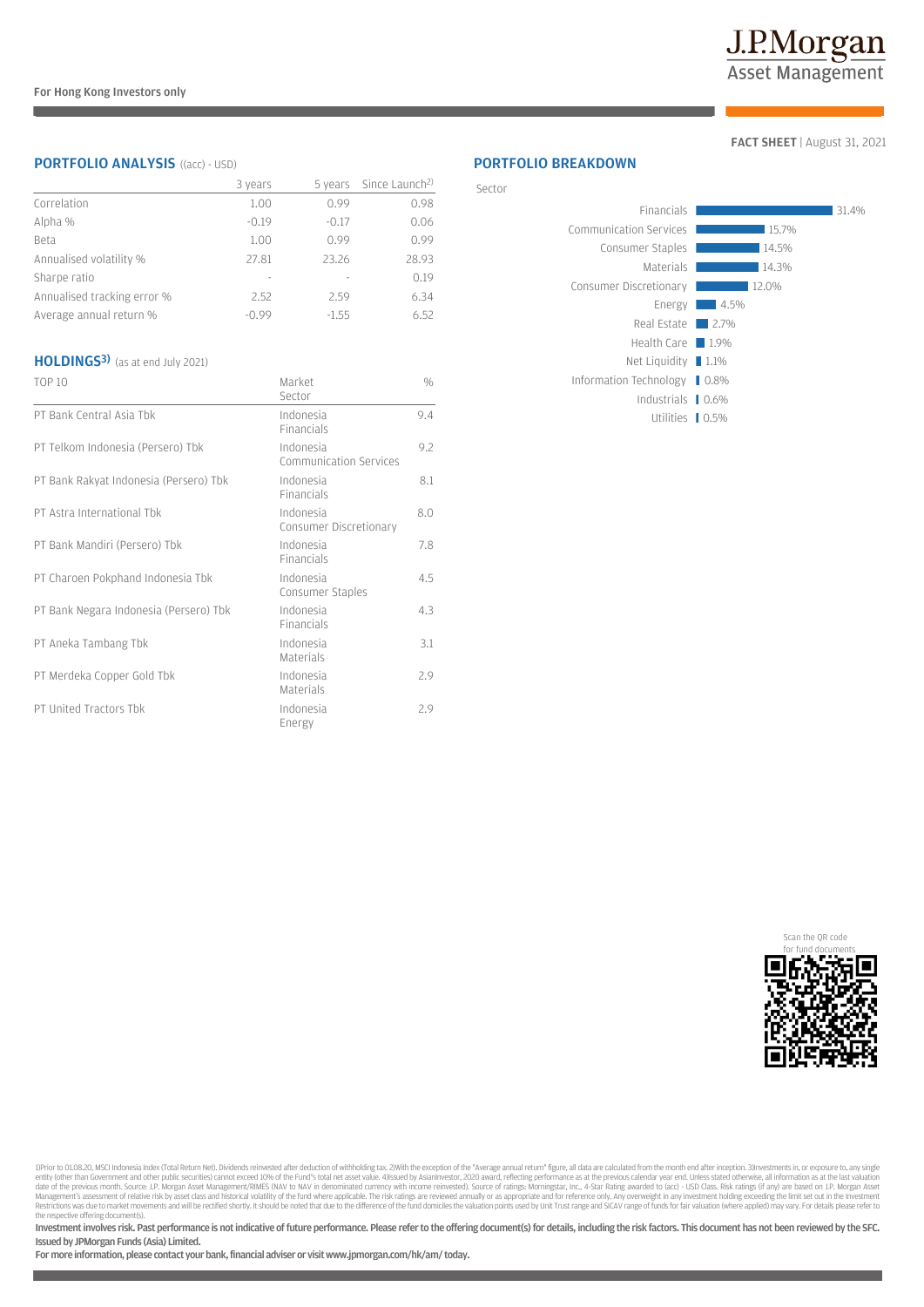For Hong Kong Investors only

**FACT SHEET** | August 31, 2021

## PORTFOLIO ANALYSIS ((acc) - USD)

| | 3 years | 5 years | Since Launch[2] |
|---|---|---|---|
| Correlation | 1.00 | 0.99 | 0.98 |
| Alpha % | -0.19 | -0.17 | 0.06 |
| Beta | 1.00 | 0.99 | 0.99 |
| Annualised volatility % | 27.81 | 23.26 | 28.93 |
| Sharpe ratio | - | - | 0.19 |
| Annualised tracking error % | 2.52 | 2.59 | 6.34 |
| Average annual return % | -0.99 | -1.55 | 6.52 |

## HOLDINGS[3] (as at end July 2021)

| TOP 10 | Market Sector | % |
|---|---|---|
| PT Bank Central Asia Tbk | Indonesia Financials | 9.4 |
| PT Telkom Indonesia (Persero) Tbk | Indonesia Communication Services | 9.2 |
| PT Bank Rakyat Indonesia (Persero) Tbk | Indonesia Financials | 8.1 |
| PT Astra International Tbk | Indonesia Consumer Discretionary | 8.0 |
| PT Bank Mandiri (Persero) Tbk | Indonesia Financials | 7.8 |
| PT Charoen Pokphand Indonesia Tbk | Indonesia Consumer Staples | 4.5 |
| PT Bank Negara Indonesia (Persero) Tbk | Indonesia Financials | 4.3 |
| PT Aneka Tambang Tbk | Indonesia Materials | 3.1 |
| PT Merdeka Copper Gold Tbk | Indonesia Materials | 2.9 |
| PT United Tractors Tbk | Indonesia Energy | 2.9 |

## PORTFOLIO BREAKDOWN

Sector

Financials 31.4%
Communication Services 15.7%
Consumer Staples 14.5%
Materials 14.3%
Consumer Discretionary 12.0%
Energy 4.5%
Real Estate 2.7%
Health Care 1.9%
Net Liquidity 1.1%
Information Technology 0.8%
Industrials 0.6%
Utilities 0.5%

Scan the QR code for fund documents

1)Prior to 01.08.20, MSCI Indonesia Index (Total Return Net). Dividends reinvested after deduction of withholding tax. 2)With the exception of the "Average annual return" figure, all data are calculated from the month end after inception. 3)Investments in, or exposure to, any single entity (other than Government and other public securities) cannot exceed 10% of the Fund's total net asset value. 4)Issued by AsianInvestor, 2020 award, reflecting performance as at the previous calendar year end. Unless stated otherwise, all information as at the last valuation date of the previous month. Source: J.P. Morgan Asset Management/RIMES (NAV to NAV in denominated currency with income reinvested). Source of ratings: Morningstar, Inc., 4-Star Rating awarded to (acc) - USD Class. Risk ratings (if any) are based on J.P. Morgan Asset Management's assessment of relative risk by asset class and historical volatility of the fund where applicable. The risk ratings are reviewed annually or as appropriate and for reference only. Any overweight in any investment holding exceeding the limit set out in the Investment Restrictions was due to market movements and will be rectified shortly. It should be noted that due to the difference of the fund domiciles the valuation points used by Unit Trust range and SICAV range of funds for fair valuation (where applied) may vary. For details please refer to the respective offering document(s).

**Investment involves risk. Past performance is not indicative of future performance. Please refer to the offering document(s) for details, including the risk factors. This document has not been reviewed by the SFC.**
**Issued by JPMorgan Funds (Asia) Limited.**
**For more information, please contact your bank, financial adviser or visit www.jpmorgan.com/hk/am/ today.**